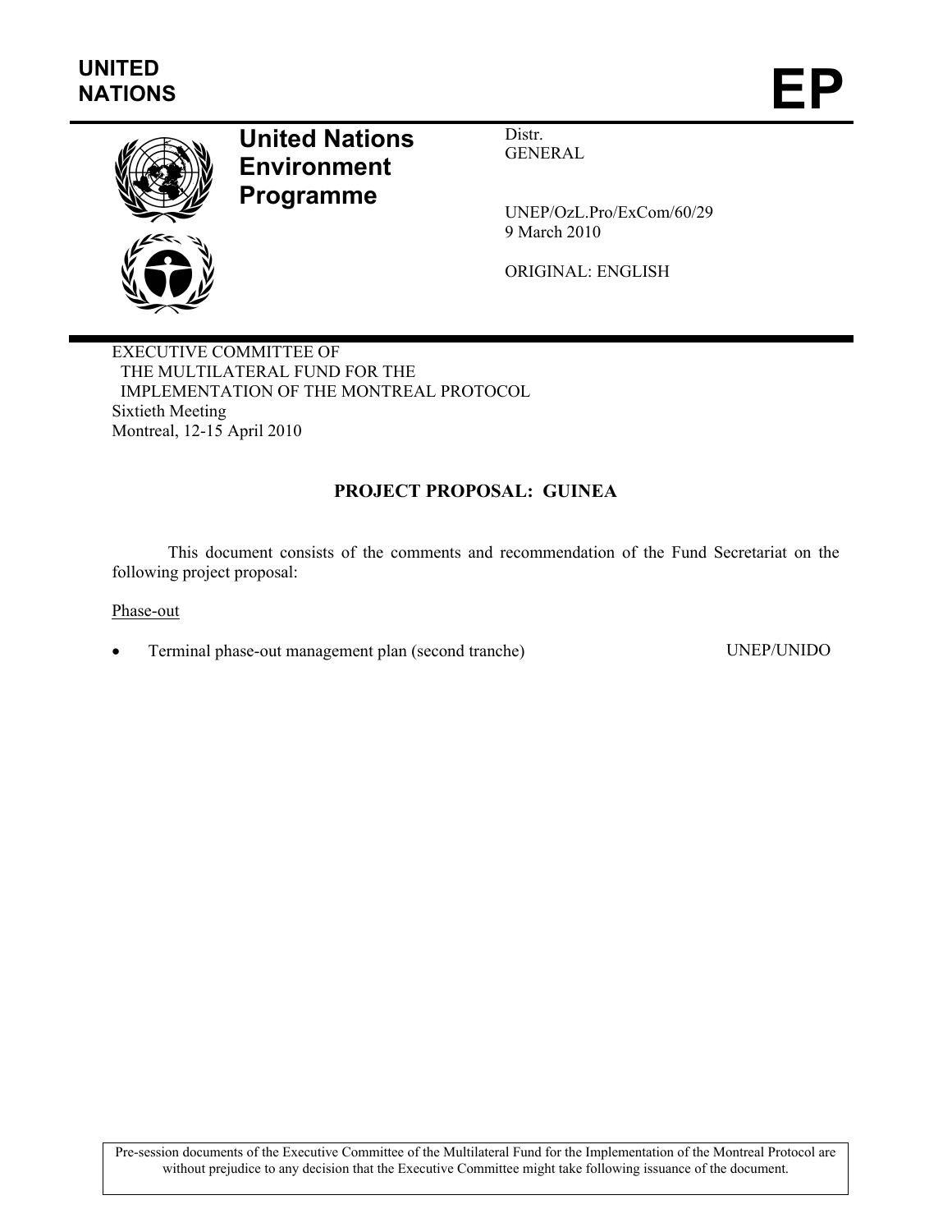**UNITED NATIONS**

# EP

## United Nations Environment Programme

Distr.
GENERAL

UNEP/OzL.Pro/ExCom/60/29
9 March 2010

ORIGINAL: ENGLISH

EXECUTIVE COMMITTEE OF
THE MULTILATERAL FUND FOR THE
IMPLEMENTATION OF THE MONTREAL PROTOCOL
Sixtieth Meeting
Montreal, 12-15 April 2010

### PROJECT PROPOSAL: GUINEA

This document consists of the comments and recommendation of the Fund Secretariat on the following project proposal:

Phase-out

- Terminal phase-out management plan (second tranche) UNEP/UNIDO

Pre-session documents of the Executive Committee of the Multilateral Fund for the Implementation of the Montreal Protocol are without prejudice to any decision that the Executive Committee might take following issuance of the document.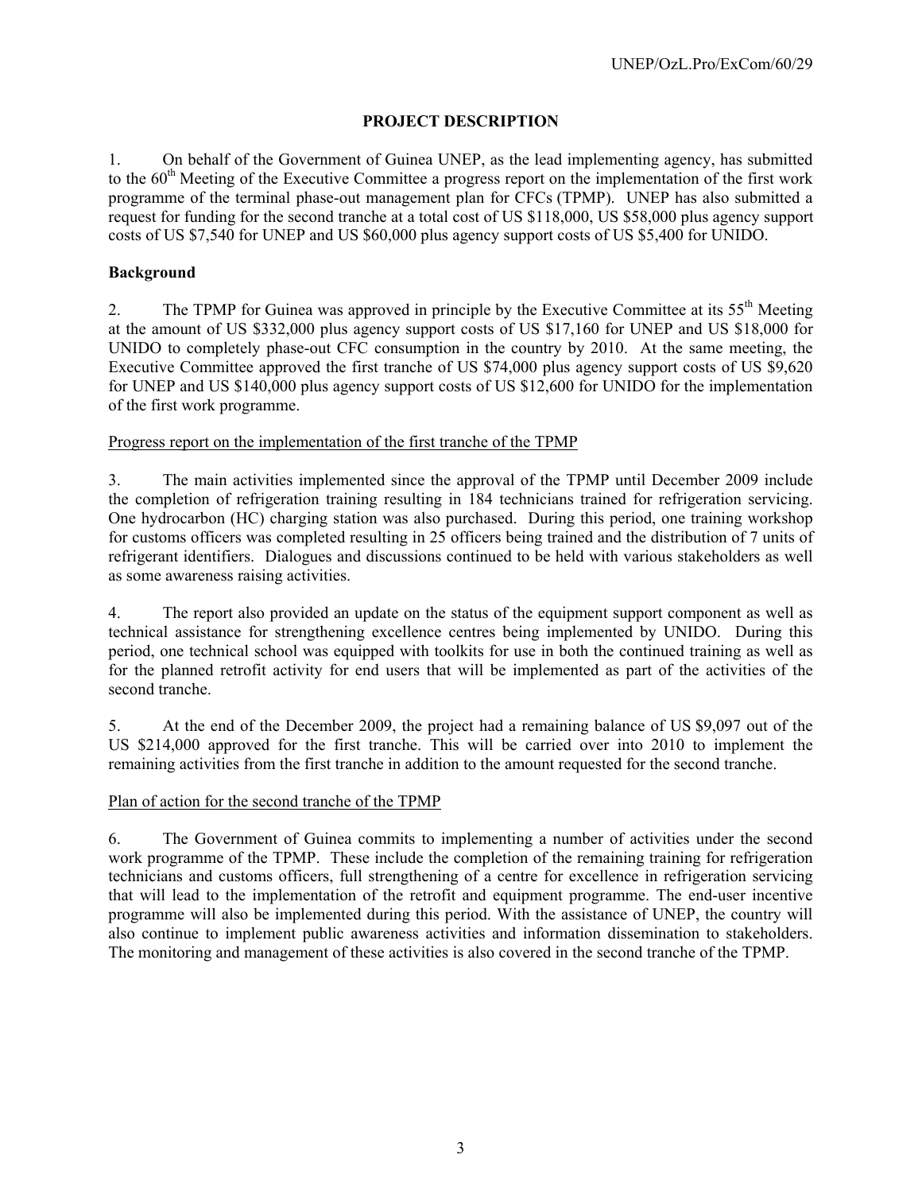## PROJECT DESCRIPTION

1. On behalf of the Government of Guinea UNEP, as the lead implementing agency, has submitted to the 60th Meeting of the Executive Committee a progress report on the implementation of the first work programme of the terminal phase-out management plan for CFCs (TPMP). UNEP has also submitted a request for funding for the second tranche at a total cost of US $118,000, US $58,000 plus agency support costs of US $7,540 for UNEP and US $60,000 plus agency support costs of US $5,400 for UNIDO.

**Background**

2. The TPMP for Guinea was approved in principle by the Executive Committee at its 55th Meeting at the amount of US $332,000 plus agency support costs of US $17,160 for UNEP and US $18,000 for UNIDO to completely phase-out CFC consumption in the country by 2010. At the same meeting, the Executive Committee approved the first tranche of US $74,000 plus agency support costs of US $9,620 for UNEP and US $140,000 plus agency support costs of US $12,600 for UNIDO for the implementation of the first work programme.

Progress report on the implementation of the first tranche of the TPMP

3. The main activities implemented since the approval of the TPMP until December 2009 include the completion of refrigeration training resulting in 184 technicians trained for refrigeration servicing. One hydrocarbon (HC) charging station was also purchased. During this period, one training workshop for customs officers was completed resulting in 25 officers being trained and the distribution of 7 units of refrigerant identifiers. Dialogues and discussions continued to be held with various stakeholders as well as some awareness raising activities.

4. The report also provided an update on the status of the equipment support component as well as technical assistance for strengthening excellence centres being implemented by UNIDO. During this period, one technical school was equipped with toolkits for use in both the continued training as well as for the planned retrofit activity for end users that will be implemented as part of the activities of the second tranche.

5. At the end of the December 2009, the project had a remaining balance of US $9,097 out of the US $214,000 approved for the first tranche. This will be carried over into 2010 to implement the remaining activities from the first tranche in addition to the amount requested for the second tranche.

Plan of action for the second tranche of the TPMP

6. The Government of Guinea commits to implementing a number of activities under the second work programme of the TPMP. These include the completion of the remaining training for refrigeration technicians and customs officers, full strengthening of a centre for excellence in refrigeration servicing that will lead to the implementation of the retrofit and equipment programme. The end-user incentive programme will also be implemented during this period. With the assistance of UNEP, the country will also continue to implement public awareness activities and information dissemination to stakeholders. The monitoring and management of these activities is also covered in the second tranche of the TPMP.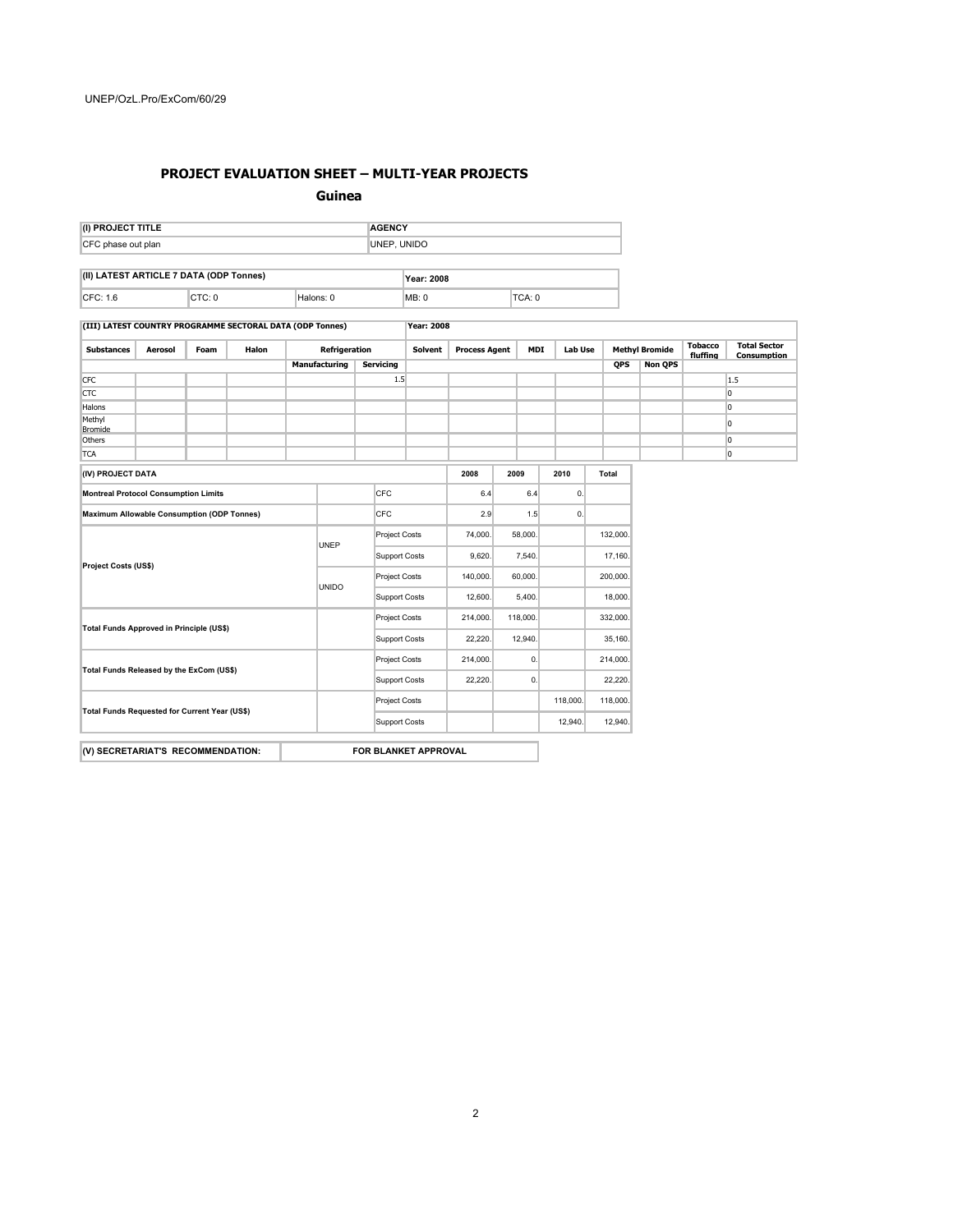## PROJECT EVALUATION SHEET – MULTI-YEAR PROJECTS

### Guinea

| (I) PROJECT TITLE | AGENCY |
|---|---|
| CFC phase out plan | UNEP, UNIDO |

| (II) LATEST ARTICLE 7 DATA (ODP Tonnes) | | | Year: 2008 | |
|---|---|---|---|---|
| CFC: 1.6 | CTC: 0 | Halons: 0 | MB: 0 | TCA: 0 |

| (III) LATEST COUNTRY PROGRAMME SECTORAL DATA (ODP Tonnes) | | | | | | Year: 2008 | | | | | | | | |
|---|---|---|---|---|---|---|---|---|---|---|---|---|---|---|
| Substances | Aerosol | Foam | Halon | Refrigeration | | Solvent | Process Agent | MDI | Lab Use | Methyl Bromide | | Tobacco fluffing | Total Sector Consumption |
| | | | | Manufacturing | Servicing | | | | | QPS | Non QPS | | |
| CFC | | | | | 1.5 | | | | | | | | 1.5 |
| CTC | | | | | | | | | | | | | 0 |
| Halons | | | | | | | | | | | | | 0 |
| Methyl Bromide | | | | | | | | | | | | | 0 |
| Others | | | | | | | | | | | | | 0 |
| TCA | | | | | | | | | | | | | 0 |

| (IV) PROJECT DATA | | | 2008 | 2009 | 2010 | Total |
|---|---|---|---|---|---|---|
| Montreal Protocol Consumption Limits | | CFC | 6.4 | 6.4 | 0. | |
| Maximum Allowable Consumption (ODP Tonnes) | | CFC | 2.9 | 1.5 | 0. | |
| Project Costs (US$) | UNEP | Project Costs | 74,000. | 58,000. | | 132,000. |
| | | Support Costs | 9,620. | 7,540. | | 17,160. |
| | UNIDO | Project Costs | 140,000. | 60,000. | | 200,000. |
| | | Support Costs | 12,600. | 5,400. | | 18,000. |
| Total Funds Approved in Principle (US$) | | Project Costs | 214,000. | 118,000. | | 332,000. |
| | | Support Costs | 22,220. | 12,940. | | 35,160. |
| Total Funds Released by the ExCom (US$) | | Project Costs | 214,000. | 0. | | 214,000. |
| | | Support Costs | 22,220. | 0. | | 22,220. |
| Total Funds Requested for Current Year (US$) | | Project Costs | | | 118,000. | 118,000. |
| | | Support Costs | | | 12,940. | 12,940. |

| (V) SECRETARIAT'S RECOMMENDATION: | FOR BLANKET APPROVAL |
|---|---|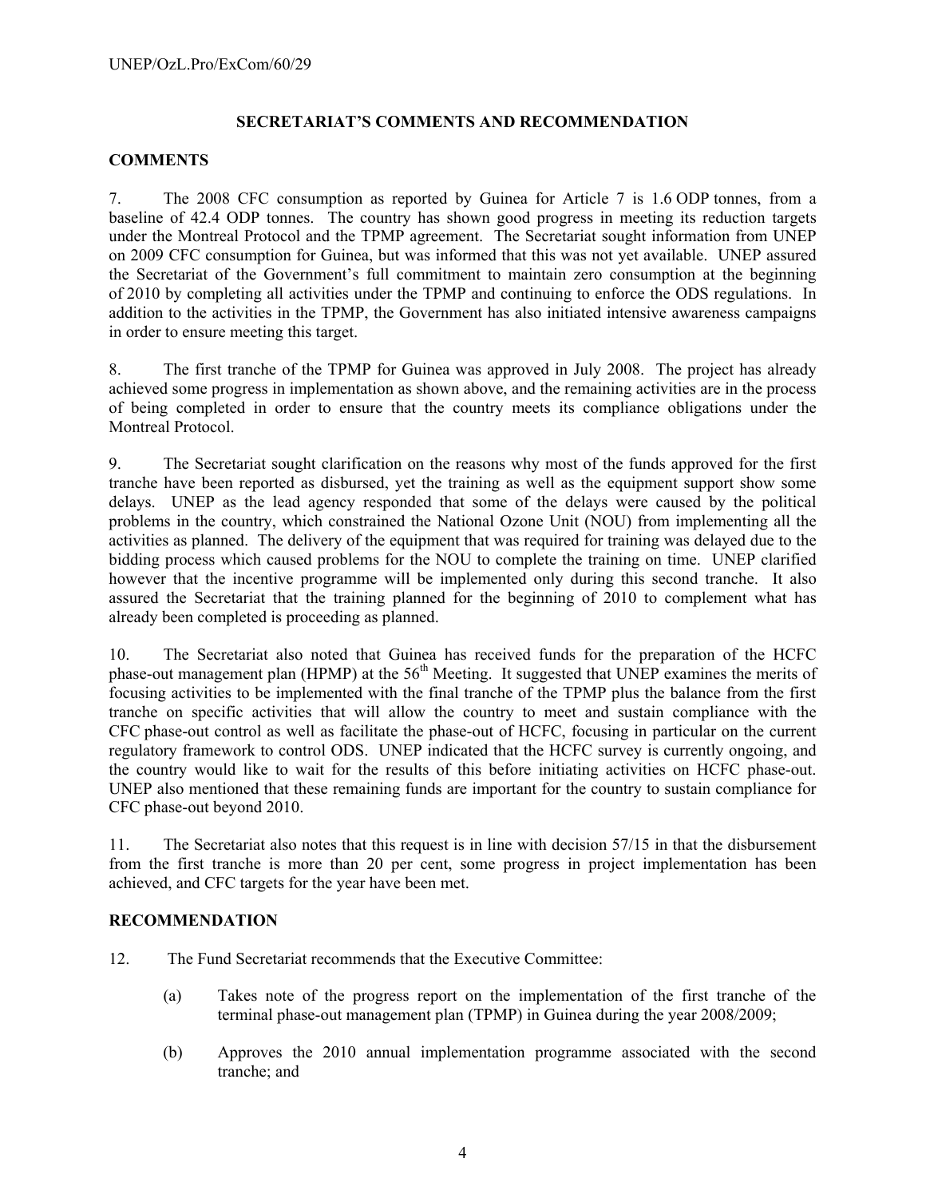## SECRETARIAT'S COMMENTS AND RECOMMENDATION

### COMMENTS

7. The 2008 CFC consumption as reported by Guinea for Article 7 is 1.6 ODP tonnes, from a baseline of 42.4 ODP tonnes. The country has shown good progress in meeting its reduction targets under the Montreal Protocol and the TPMP agreement. The Secretariat sought information from UNEP on 2009 CFC consumption for Guinea, but was informed that this was not yet available. UNEP assured the Secretariat of the Government's full commitment to maintain zero consumption at the beginning of 2010 by completing all activities under the TPMP and continuing to enforce the ODS regulations. In addition to the activities in the TPMP, the Government has also initiated intensive awareness campaigns in order to ensure meeting this target.

8. The first tranche of the TPMP for Guinea was approved in July 2008. The project has already achieved some progress in implementation as shown above, and the remaining activities are in the process of being completed in order to ensure that the country meets its compliance obligations under the Montreal Protocol.

9. The Secretariat sought clarification on the reasons why most of the funds approved for the first tranche have been reported as disbursed, yet the training as well as the equipment support show some delays. UNEP as the lead agency responded that some of the delays were caused by the political problems in the country, which constrained the National Ozone Unit (NOU) from implementing all the activities as planned. The delivery of the equipment that was required for training was delayed due to the bidding process which caused problems for the NOU to complete the training on time. UNEP clarified however that the incentive programme will be implemented only during this second tranche. It also assured the Secretariat that the training planned for the beginning of 2010 to complement what has already been completed is proceeding as planned.

10. The Secretariat also noted that Guinea has received funds for the preparation of the HCFC phase-out management plan (HPMP) at the 56th Meeting. It suggested that UNEP examines the merits of focusing activities to be implemented with the final tranche of the TPMP plus the balance from the first tranche on specific activities that will allow the country to meet and sustain compliance with the CFC phase-out control as well as facilitate the phase-out of HCFC, focusing in particular on the current regulatory framework to control ODS. UNEP indicated that the HCFC survey is currently ongoing, and the country would like to wait for the results of this before initiating activities on HCFC phase-out. UNEP also mentioned that these remaining funds are important for the country to sustain compliance for CFC phase-out beyond 2010.

11. The Secretariat also notes that this request is in line with decision 57/15 in that the disbursement from the first tranche is more than 20 per cent, some progress in project implementation has been achieved, and CFC targets for the year have been met.

### RECOMMENDATION

12. The Fund Secretariat recommends that the Executive Committee:

(a) Takes note of the progress report on the implementation of the first tranche of the terminal phase-out management plan (TPMP) in Guinea during the year 2008/2009;

(b) Approves the 2010 annual implementation programme associated with the second tranche; and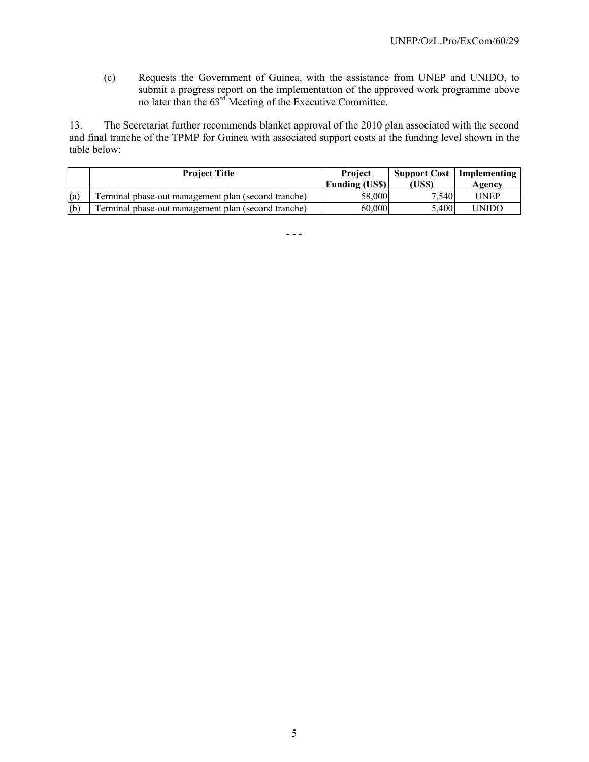(c) Requests the Government of Guinea, with the assistance from UNEP and UNIDO, to submit a progress report on the implementation of the approved work programme above no later than the 63rd Meeting of the Executive Committee.

13. The Secretariat further recommends blanket approval of the 2010 plan associated with the second and final tranche of the TPMP for Guinea with associated support costs at the funding level shown in the table below:

| | Project Title | Project Funding (US$) | Support Cost (US$) | Implementing Agency |
|---|---|---|---|---|
| (a) | Terminal phase-out management plan (second tranche) | 58,000 | 7,540 | UNEP |
| (b) | Terminal phase-out management plan (second tranche) | 60,000 | 5,400 | UNIDO |

- - -